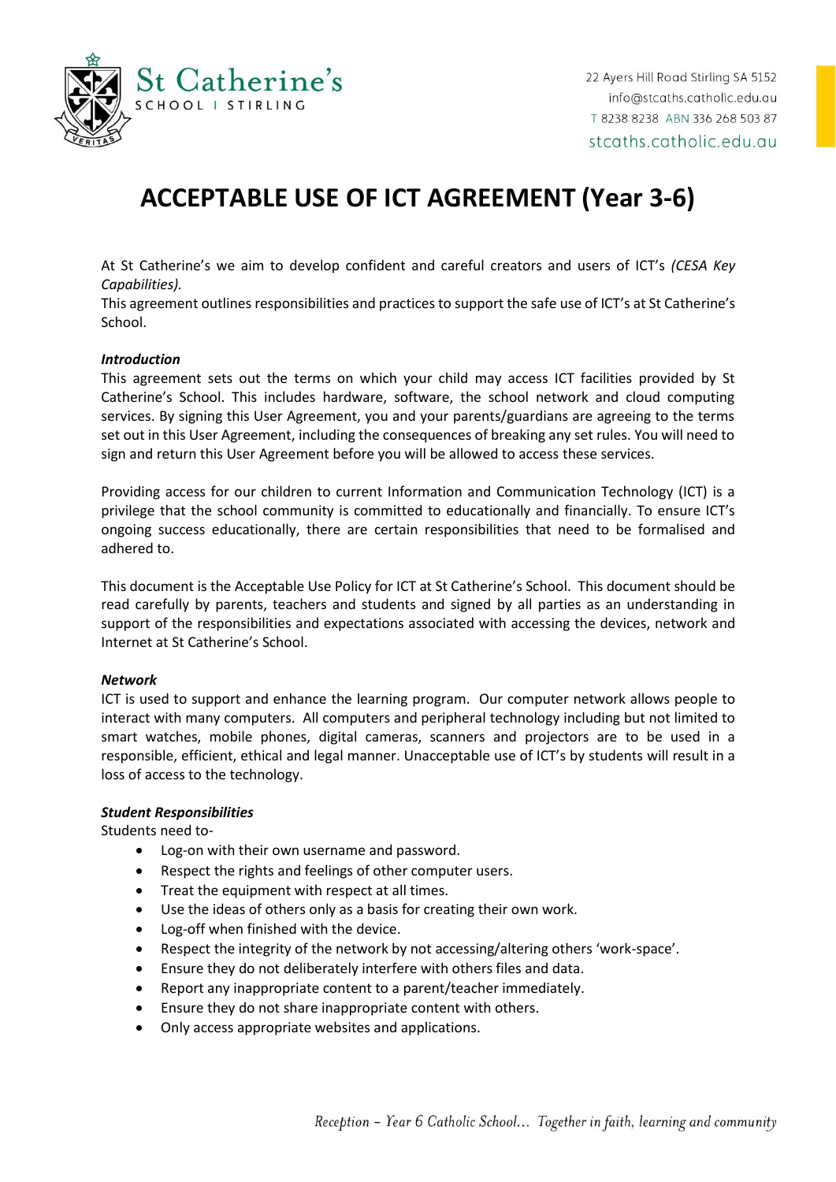St Catherine's SCHOOL | STIRLING

22 Ayers Hill Road Stirling SA 5152
info@stcaths.catholic.edu.au
T 8238 8238 ABN 336 268 503 87
stcaths.catholic.edu.au

# ACCEPTABLE USE OF ICT AGREEMENT (Year 3-6)

At St Catherine's we aim to develop confident and careful creators and users of ICT's *(CESA Key Capabilities).*
This agreement outlines responsibilities and practices to support the safe use of ICT's at St Catherine's School.

***Introduction***

This agreement sets out the terms on which your child may access ICT facilities provided by St Catherine's School. This includes hardware, software, the school network and cloud computing services. By signing this User Agreement, you and your parents/guardians are agreeing to the terms set out in this User Agreement, including the consequences of breaking any set rules. You will need to sign and return this User Agreement before you will be allowed to access these services.

Providing access for our children to current Information and Communication Technology (ICT) is a privilege that the school community is committed to educationally and financially. To ensure ICT's ongoing success educationally, there are certain responsibilities that need to be formalised and adhered to.

This document is the Acceptable Use Policy for ICT at St Catherine's School. This document should be read carefully by parents, teachers and students and signed by all parties as an understanding in support of the responsibilities and expectations associated with accessing the devices, network and Internet at St Catherine's School.

***Network***

ICT is used to support and enhance the learning program. Our computer network allows people to interact with many computers. All computers and peripheral technology including but not limited to smart watches, mobile phones, digital cameras, scanners and projectors are to be used in a responsible, efficient, ethical and legal manner. Unacceptable use of ICT's by students will result in a loss of access to the technology.

***Student Responsibilities***

Students need to-

- Log-on with their own username and password.
- Respect the rights and feelings of other computer users.
- Treat the equipment with respect at all times.
- Use the ideas of others only as a basis for creating their own work.
- Log-off when finished with the device.
- Respect the integrity of the network by not accessing/altering others 'work-space'.
- Ensure they do not deliberately interfere with others files and data.
- Report any inappropriate content to a parent/teacher immediately.
- Ensure they do not share inappropriate content with others.
- Only access appropriate websites and applications.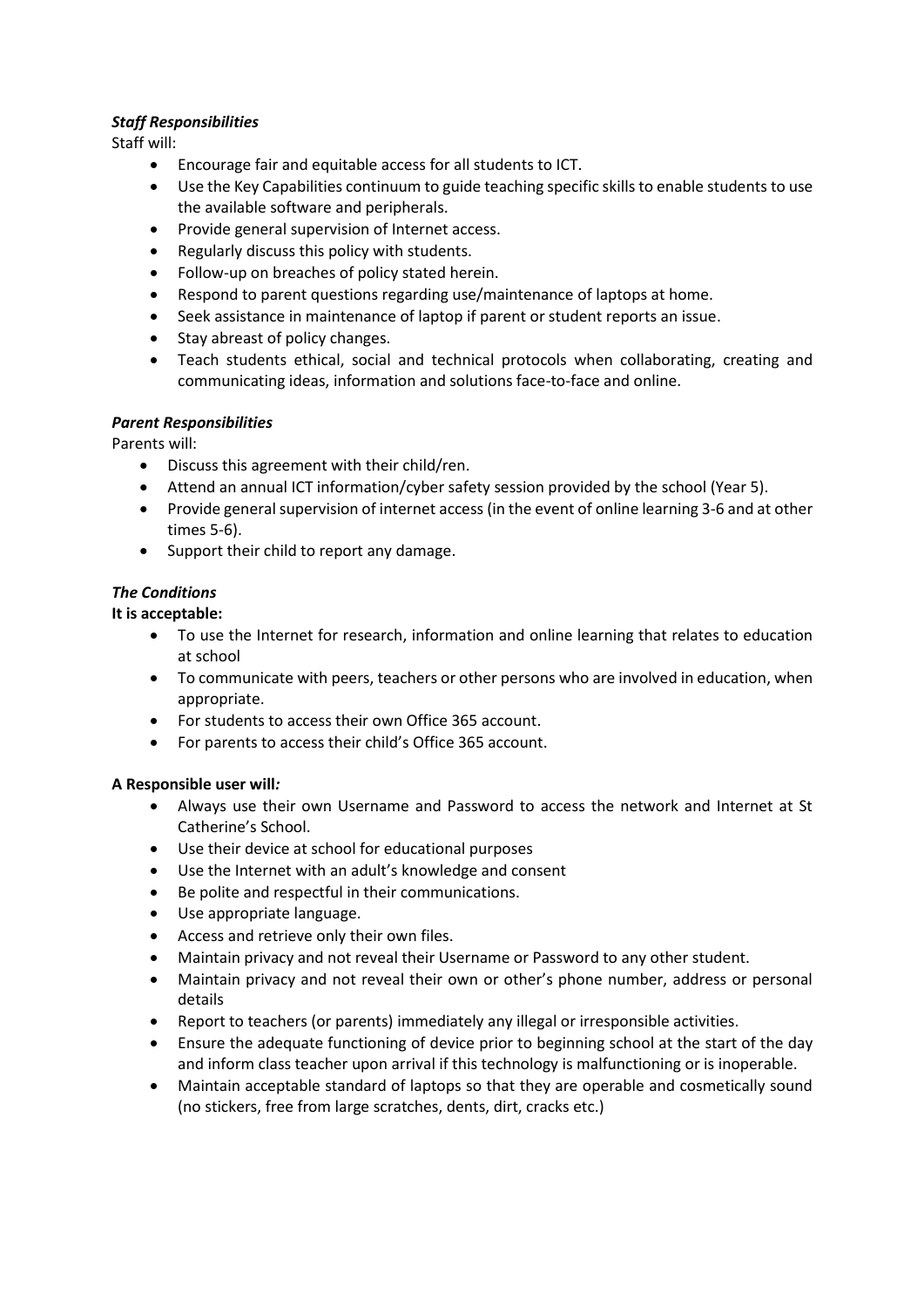***Staff Responsibilities***

Staff will:

- Encourage fair and equitable access for all students to ICT.
- Use the Key Capabilities continuum to guide teaching specific skills to enable students to use the available software and peripherals.
- Provide general supervision of Internet access.
- Regularly discuss this policy with students.
- Follow-up on breaches of policy stated herein.
- Respond to parent questions regarding use/maintenance of laptops at home.
- Seek assistance in maintenance of laptop if parent or student reports an issue.
- Stay abreast of policy changes.
- Teach students ethical, social and technical protocols when collaborating, creating and communicating ideas, information and solutions face-to-face and online.

***Parent Responsibilities***

Parents will:

- Discuss this agreement with their child/ren.
- Attend an annual ICT information/cyber safety session provided by the school (Year 5).
- Provide general supervision of internet access (in the event of online learning 3-6 and at other times 5-6).
- Support their child to report any damage.

***The Conditions***

**It is acceptable:**

- To use the Internet for research, information and online learning that relates to education at school
- To communicate with peers, teachers or other persons who are involved in education, when appropriate.
- For students to access their own Office 365 account.
- For parents to access their child's Office 365 account.

**A Responsible user will*:***

- Always use their own Username and Password to access the network and Internet at St Catherine's School.
- Use their device at school for educational purposes
- Use the Internet with an adult's knowledge and consent
- Be polite and respectful in their communications.
- Use appropriate language.
- Access and retrieve only their own files.
- Maintain privacy and not reveal their Username or Password to any other student.
- Maintain privacy and not reveal their own or other's phone number, address or personal details
- Report to teachers (or parents) immediately any illegal or irresponsible activities.
- Ensure the adequate functioning of device prior to beginning school at the start of the day and inform class teacher upon arrival if this technology is malfunctioning or is inoperable.
- Maintain acceptable standard of laptops so that they are operable and cosmetically sound (no stickers, free from large scratches, dents, dirt, cracks etc.)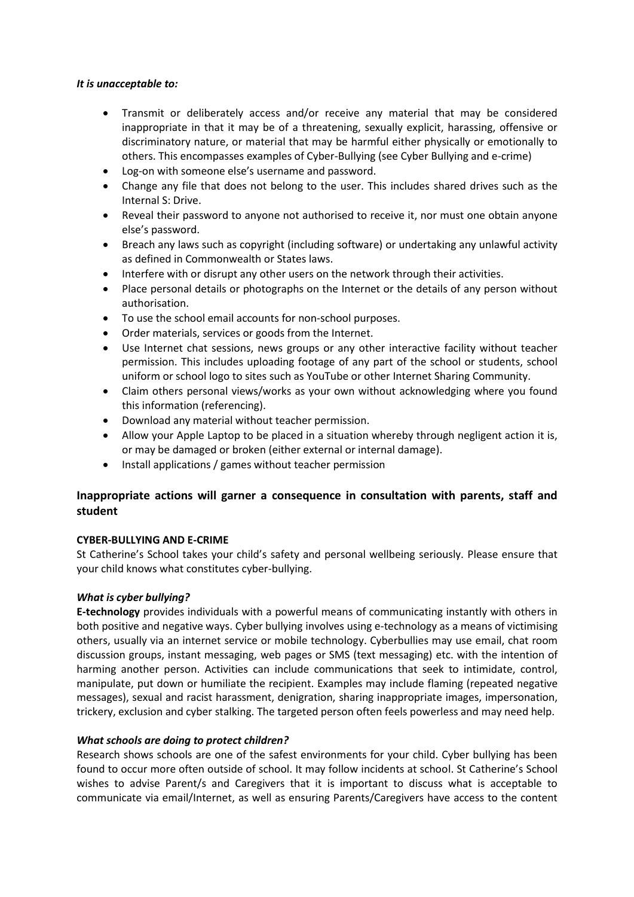***It is unacceptable to:***

- Transmit or deliberately access and/or receive any material that may be considered inappropriate in that it may be of a threatening, sexually explicit, harassing, offensive or discriminatory nature, or material that may be harmful either physically or emotionally to others. This encompasses examples of Cyber-Bullying (see Cyber Bullying and e-crime)
- Log-on with someone else's username and password.
- Change any file that does not belong to the user. This includes shared drives such as the Internal S: Drive.
- Reveal their password to anyone not authorised to receive it, nor must one obtain anyone else's password.
- Breach any laws such as copyright (including software) or undertaking any unlawful activity as defined in Commonwealth or States laws.
- Interfere with or disrupt any other users on the network through their activities.
- Place personal details or photographs on the Internet or the details of any person without authorisation.
- To use the school email accounts for non-school purposes.
- Order materials, services or goods from the Internet.
- Use Internet chat sessions, news groups or any other interactive facility without teacher permission. This includes uploading footage of any part of the school or students, school uniform or school logo to sites such as YouTube or other Internet Sharing Community.
- Claim others personal views/works as your own without acknowledging where you found this information (referencing).
- Download any material without teacher permission.
- Allow your Apple Laptop to be placed in a situation whereby through negligent action it is, or may be damaged or broken (either external or internal damage).
- Install applications / games without teacher permission

## Inappropriate actions will garner a consequence in consultation with parents, staff and student

**CYBER-BULLYING AND E-CRIME**

St Catherine's School takes your child's safety and personal wellbeing seriously. Please ensure that your child knows what constitutes cyber-bullying.

***What is cyber bullying?***

**E-technology** provides individuals with a powerful means of communicating instantly with others in both positive and negative ways. Cyber bullying involves using e-technology as a means of victimising others, usually via an internet service or mobile technology. Cyberbullies may use email, chat room discussion groups, instant messaging, web pages or SMS (text messaging) etc. with the intention of harming another person. Activities can include communications that seek to intimidate, control, manipulate, put down or humiliate the recipient. Examples may include flaming (repeated negative messages), sexual and racist harassment, denigration, sharing inappropriate images, impersonation, trickery, exclusion and cyber stalking. The targeted person often feels powerless and may need help.

***What schools are doing to protect children?***

Research shows schools are one of the safest environments for your child. Cyber bullying has been found to occur more often outside of school. It may follow incidents at school. St Catherine's School wishes to advise Parent/s and Caregivers that it is important to discuss what is acceptable to communicate via email/Internet, as well as ensuring Parents/Caregivers have access to the content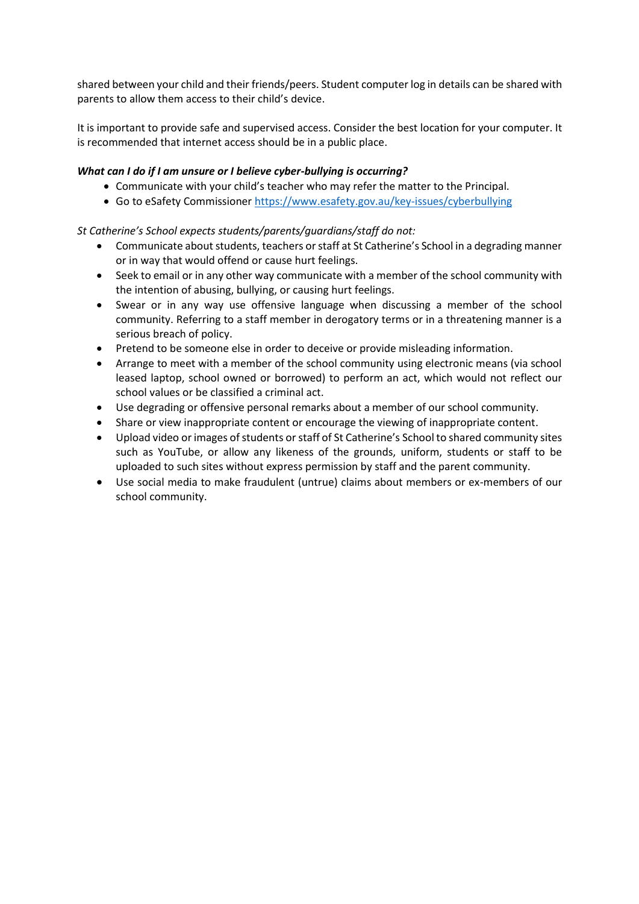shared between your child and their friends/peers. Student computer log in details can be shared with parents to allow them access to their child's device.

It is important to provide safe and supervised access. Consider the best location for your computer. It is recommended that internet access should be in a public place.

***What can I do if I am unsure or I believe cyber-bullying is occurring?***

- Communicate with your child's teacher who may refer the matter to the Principal.
- Go to eSafety Commissioner https://www.esafety.gov.au/key-issues/cyberbullying

*St Catherine's School expects students/parents/guardians/staff do not:*

- Communicate about students, teachers or staff at St Catherine's School in a degrading manner or in way that would offend or cause hurt feelings.
- Seek to email or in any other way communicate with a member of the school community with the intention of abusing, bullying, or causing hurt feelings.
- Swear or in any way use offensive language when discussing a member of the school community. Referring to a staff member in derogatory terms or in a threatening manner is a serious breach of policy.
- Pretend to be someone else in order to deceive or provide misleading information.
- Arrange to meet with a member of the school community using electronic means (via school leased laptop, school owned or borrowed) to perform an act, which would not reflect our school values or be classified a criminal act.
- Use degrading or offensive personal remarks about a member of our school community.
- Share or view inappropriate content or encourage the viewing of inappropriate content.
- Upload video or images of students or staff of St Catherine's School to shared community sites such as YouTube, or allow any likeness of the grounds, uniform, students or staff to be uploaded to such sites without express permission by staff and the parent community.
- Use social media to make fraudulent (untrue) claims about members or ex-members of our school community.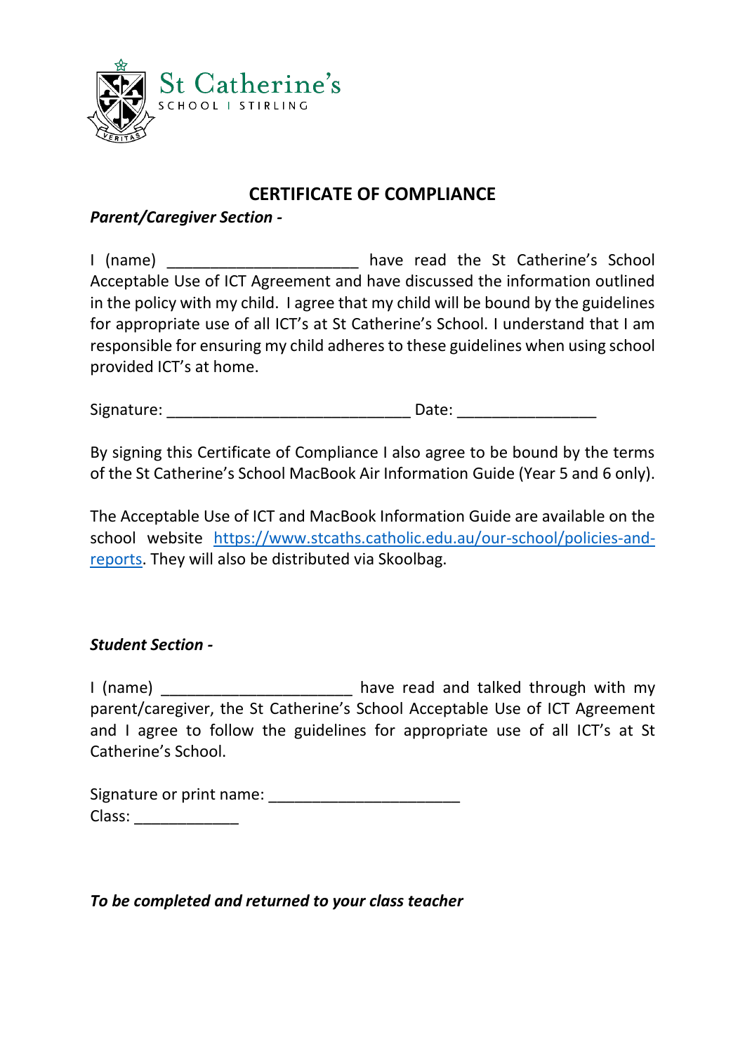St Catherine's
SCHOOL | STIRLING

# CERTIFICATE OF COMPLIANCE

***Parent/Caregiver Section -***

I (name) ______________________ have read the St Catherine's School Acceptable Use of ICT Agreement and have discussed the information outlined in the policy with my child. I agree that my child will be bound by the guidelines for appropriate use of all ICT's at St Catherine's School. I understand that I am responsible for ensuring my child adheres to these guidelines when using school provided ICT's at home.

Signature: ____________________________ Date: ________________

By signing this Certificate of Compliance I also agree to be bound by the terms of the St Catherine's School MacBook Air Information Guide (Year 5 and 6 only).

The Acceptable Use of ICT and MacBook Information Guide are available on the school website [https://www.stcaths.catholic.edu.au/our-school/policies-and-reports](https://www.stcaths.catholic.edu.au/our-school/policies-and-reports). They will also be distributed via Skoolbag.

***Student Section -***

I (name) ______________________ have read and talked through with my parent/caregiver, the St Catherine's School Acceptable Use of ICT Agreement and I agree to follow the guidelines for appropriate use of all ICT's at St Catherine's School.

Signature or print name: ______________________
Class: ____________

***To be completed and returned to your class teacher***